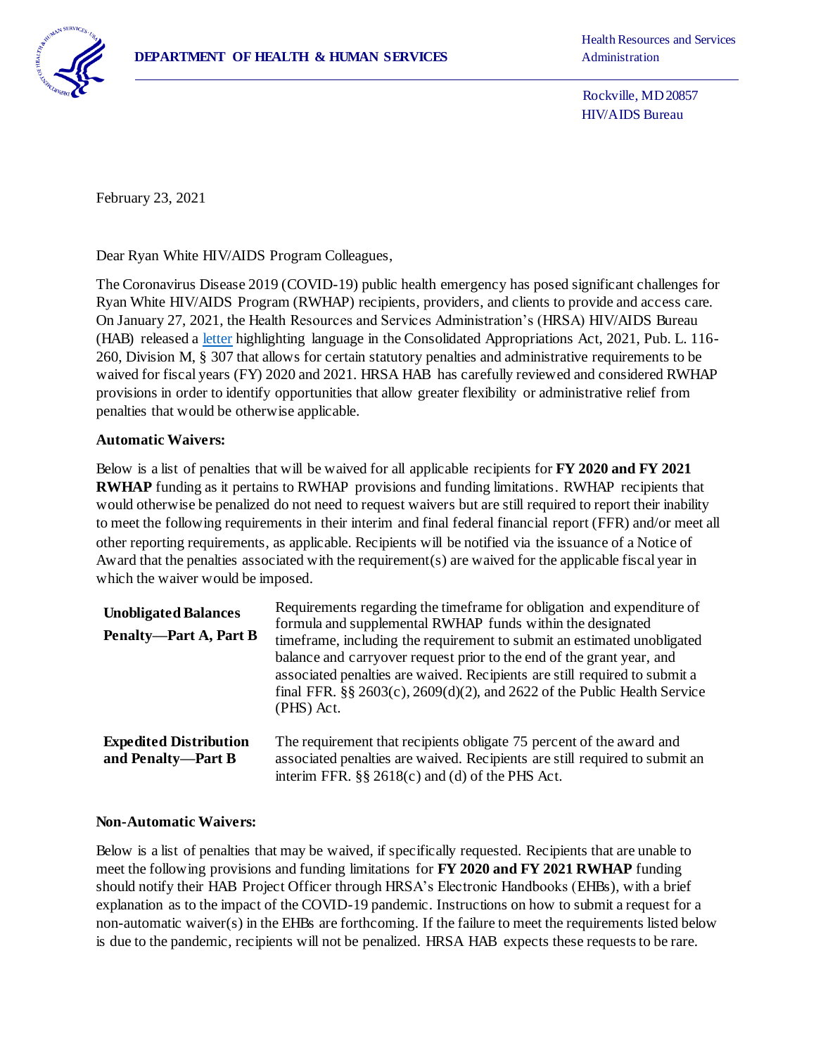**DEPARTMENT OF HEALTH & HUMAN SERVICES**

Health Resources and Services Administration

Rockville, MD 20857
HIV/AIDS Bureau

February 23, 2021

Dear Ryan White HIV/AIDS Program Colleagues,

The Coronavirus Disease 2019 (COVID-19) public health emergency has posed significant challenges for Ryan White HIV/AIDS Program (RWHAP) recipients, providers, and clients to provide and access care. On January 27, 2021, the Health Resources and Services Administration's (HRSA) HIV/AIDS Bureau (HAB) released a letter highlighting language in the Consolidated Appropriations Act, 2021, Pub. L. 116-260, Division M, § 307 that allows for certain statutory penalties and administrative requirements to be waived for fiscal years (FY) 2020 and 2021. HRSA HAB has carefully reviewed and considered RWHAP provisions in order to identify opportunities that allow greater flexibility or administrative relief from penalties that would be otherwise applicable.

**Automatic Waivers:**

Below is a list of penalties that will be waived for all applicable recipients for **FY 2020 and FY 2021 RWHAP** funding as it pertains to RWHAP provisions and funding limitations. RWHAP recipients that would otherwise be penalized do not need to request waivers but are still required to report their inability to meet the following requirements in their interim and final federal financial report (FFR) and/or meet all other reporting requirements, as applicable. Recipients will be notified via the issuance of a Notice of Award that the penalties associated with the requirement(s) are waived for the applicable fiscal year in which the waiver would be imposed.

| | |
|---|---|
| **Unobligated Balances Penalty—Part A, Part B** | Requirements regarding the timeframe for obligation and expenditure of formula and supplemental RWHAP funds within the designated timeframe, including the requirement to submit an estimated unobligated balance and carryover request prior to the end of the grant year, and associated penalties are waived. Recipients are still required to submit a final FFR. §§ 2603(c), 2609(d)(2), and 2622 of the Public Health Service (PHS) Act. |
| **Expedited Distribution and Penalty—Part B** | The requirement that recipients obligate 75 percent of the award and associated penalties are waived. Recipients are still required to submit an interim FFR. §§ 2618(c) and (d) of the PHS Act. |

**Non-Automatic Waivers:**

Below is a list of penalties that may be waived, if specifically requested. Recipients that are unable to meet the following provisions and funding limitations for **FY 2020 and FY 2021 RWHAP** funding should notify their HAB Project Officer through HRSA's Electronic Handbooks (EHBs), with a brief explanation as to the impact of the COVID-19 pandemic. Instructions on how to submit a request for a non-automatic waiver(s) in the EHBs are forthcoming. If the failure to meet the requirements listed below is due to the pandemic, recipients will not be penalized. HRSA HAB expects these requests to be rare.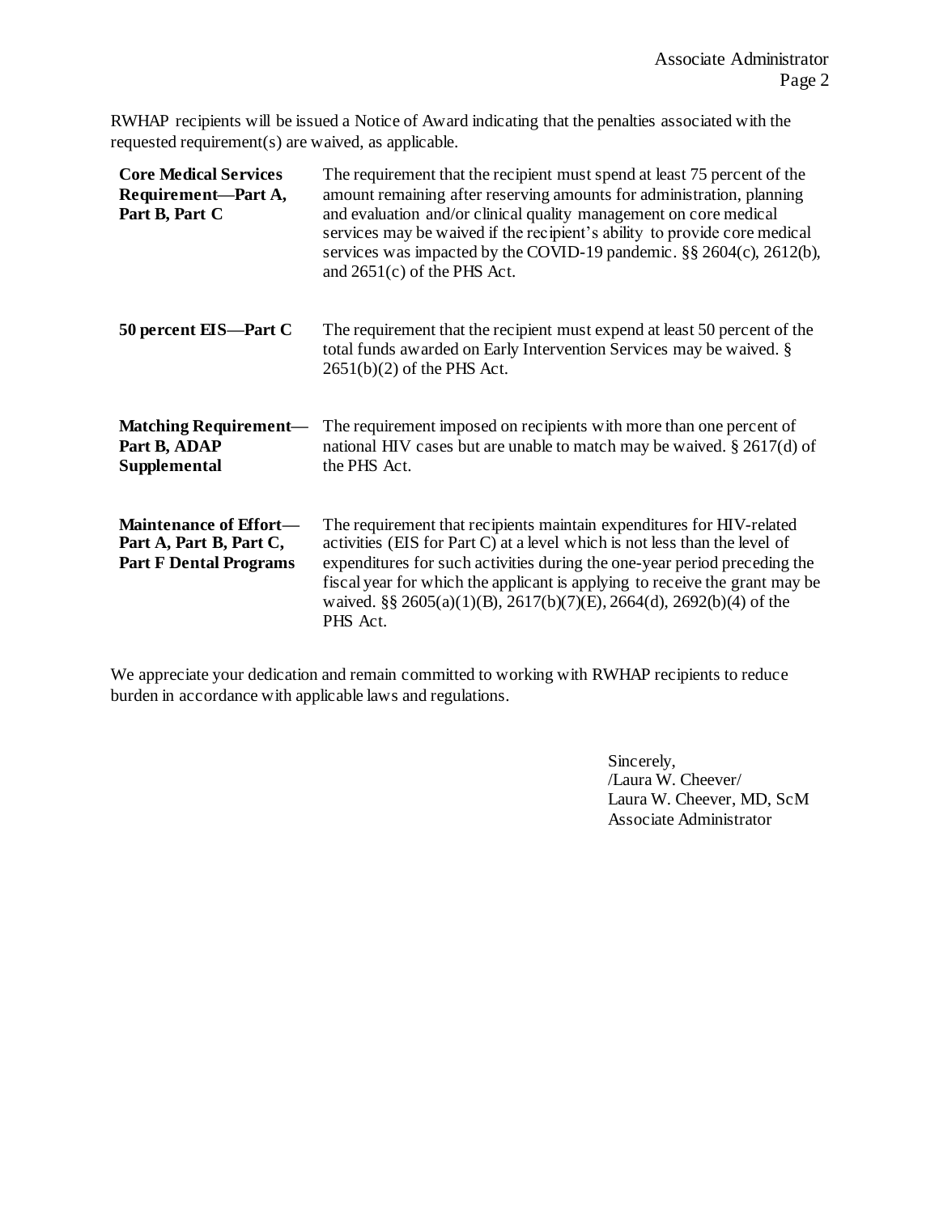RWHAP recipients will be issued a Notice of Award indicating that the penalties associated with the requested requirement(s) are waived, as applicable.

| | |
|---|---|
| **Core Medical Services Requirement—Part A, Part B, Part C** | The requirement that the recipient must spend at least 75 percent of the amount remaining after reserving amounts for administration, planning and evaluation and/or clinical quality management on core medical services may be waived if the recipient's ability to provide core medical services was impacted by the COVID-19 pandemic. §§ 2604(c), 2612(b), and 2651(c) of the PHS Act. |
| **50 percent EIS—Part C** | The requirement that the recipient must expend at least 50 percent of the total funds awarded on Early Intervention Services may be waived. § 2651(b)(2) of the PHS Act. |
| **Matching Requirement—Part B, ADAP Supplemental** | The requirement imposed on recipients with more than one percent of national HIV cases but are unable to match may be waived. § 2617(d) of the PHS Act. |
| **Maintenance of Effort—Part A, Part B, Part C, Part F Dental Programs** | The requirement that recipients maintain expenditures for HIV-related activities (EIS for Part C) at a level which is not less than the level of expenditures for such activities during the one-year period preceding the fiscal year for which the applicant is applying to receive the grant may be waived. §§ 2605(a)(1)(B), 2617(b)(7)(E), 2664(d), 2692(b)(4) of the PHS Act. |

We appreciate your dedication and remain committed to working with RWHAP recipients to reduce burden in accordance with applicable laws and regulations.

Sincerely,
/Laura W. Cheever/
Laura W. Cheever, MD, ScM
Associate Administrator